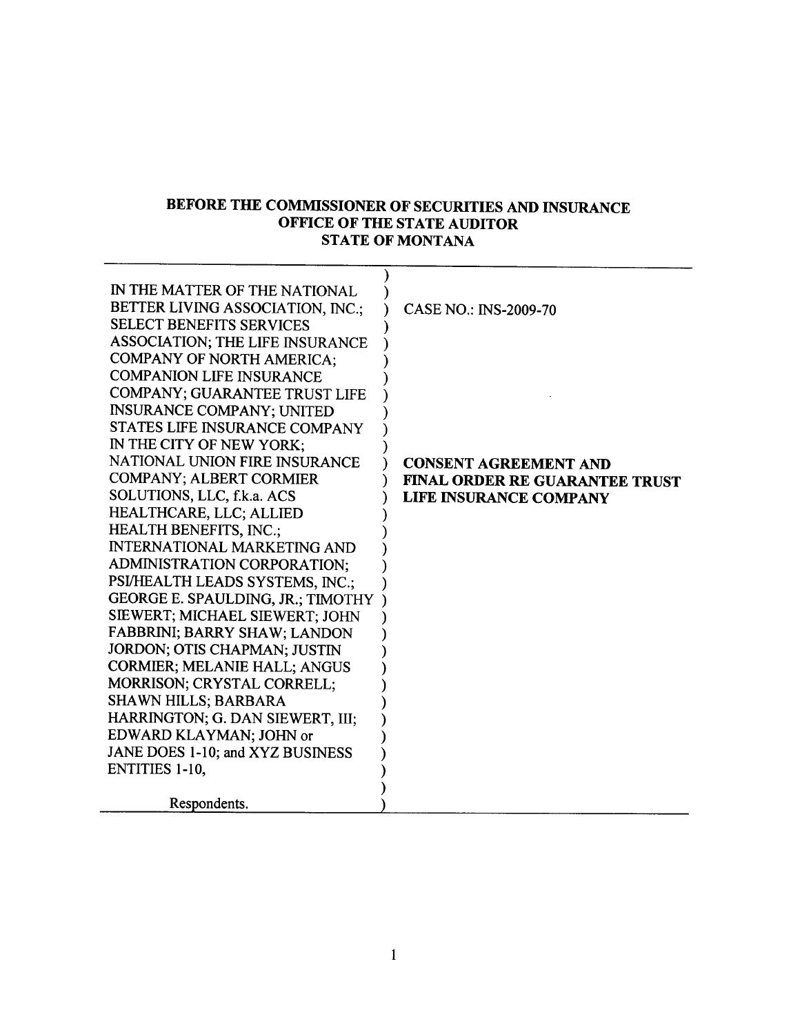**BEFORE THE COMMISSIONER OF SECURITIES AND INSURANCE**
**OFFICE OF THE STATE AUDITOR**
**STATE OF MONTANA**

| | |
|---|---|
| IN THE MATTER OF THE NATIONAL BETTER LIVING ASSOCIATION, INC.; SELECT BENEFITS SERVICES ASSOCIATION; THE LIFE INSURANCE COMPANY OF NORTH AMERICA; COMPANION LIFE INSURANCE COMPANY; GUARANTEE TRUST LIFE INSURANCE COMPANY; UNITED STATES LIFE INSURANCE COMPANY IN THE CITY OF NEW YORK; NATIONAL UNION FIRE INSURANCE COMPANY; ALBERT CORMIER SOLUTIONS, LLC, f.k.a. ACS HEALTHCARE, LLC; ALLIED HEALTH BENEFITS, INC.; INTERNATIONAL MARKETING AND ADMINISTRATION CORPORATION; PSI/HEALTH LEADS SYSTEMS, INC.; GEORGE E. SPAULDING, JR.; TIMOTHY SIEWERT; MICHAEL SIEWERT; JOHN FABBRINI; BARRY SHAW; LANDON JORDON; OTIS CHAPMAN; JUSTIN CORMIER; MELANIE HALL; ANGUS MORRISON; CRYSTAL CORRELL; SHAWN HILLS; BARBARA HARRINGTON; G. DAN SIEWERT, III; EDWARD KLAYMAN; JOHN or JANE DOES 1-10; and XYZ BUSINESS ENTITIES 1-10,<br><br>Respondents. | CASE NO.: INS-2009-70<br><br>**CONSENT AGREEMENT AND FINAL ORDER RE GUARANTEE TRUST LIFE INSURANCE COMPANY** |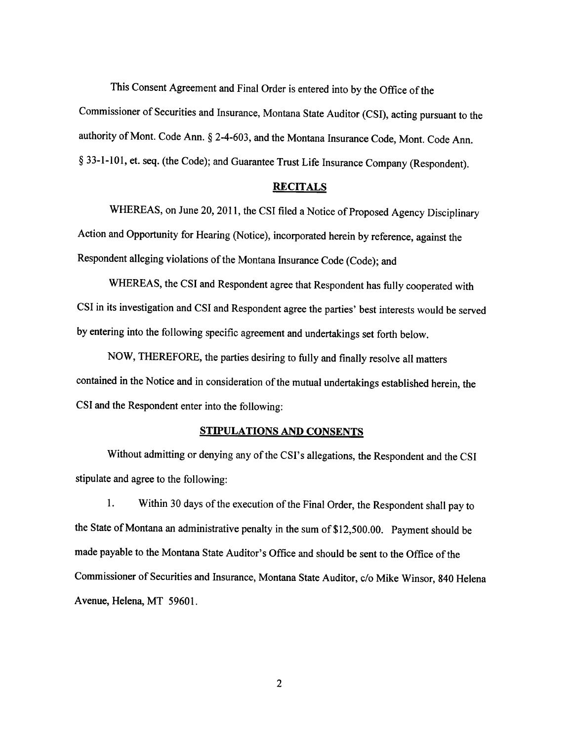This Consent Agreement and Final Order is entered into by the Office of the Commissioner of Securities and Insurance, Montana State Auditor (CSI), acting pursuant to the authority of Mont. Code Ann. § 2-4-603, and the Montana Insurance Code, Mont. Code Ann. § 33-1-101, et. seq. (the Code); and Guarantee Trust Life Insurance Company (Respondent).

## RECITALS

WHEREAS, on June 20, 2011, the CSI filed a Notice of Proposed Agency Disciplinary Action and Opportunity for Hearing (Notice), incorporated herein by reference, against the Respondent alleging violations of the Montana Insurance Code (Code); and

WHEREAS, the CSI and Respondent agree that Respondent has fully cooperated with CSI in its investigation and CSI and Respondent agree the parties' best interests would be served by entering into the following specific agreement and undertakings set forth below.

NOW, THEREFORE, the parties desiring to fully and finally resolve all matters contained in the Notice and in consideration of the mutual undertakings established herein, the CSI and the Respondent enter into the following:

## STIPULATIONS AND CONSENTS

Without admitting or denying any of the CSI's allegations, the Respondent and the CSI stipulate and agree to the following:

1. Within 30 days of the execution of the Final Order, the Respondent shall pay to the State of Montana an administrative penalty in the sum of $12,500.00. Payment should be made payable to the Montana State Auditor's Office and should be sent to the Office of the Commissioner of Securities and Insurance, Montana State Auditor, c/o Mike Winsor, 840 Helena Avenue, Helena, MT 59601.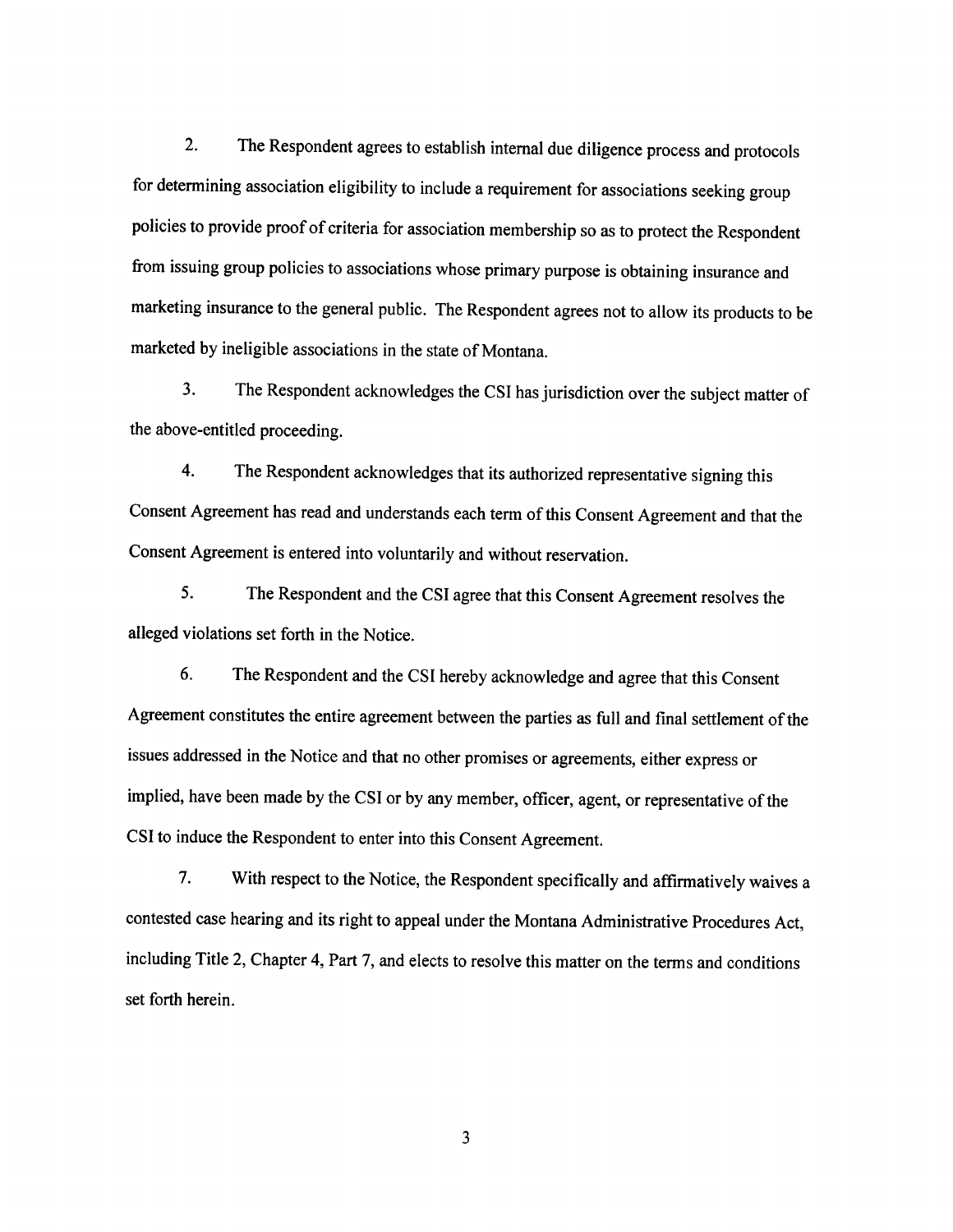2. The Respondent agrees to establish internal due diligence process and protocols for determining association eligibility to include a requirement for associations seeking group policies to provide proof of criteria for association membership so as to protect the Respondent from issuing group policies to associations whose primary purpose is obtaining insurance and marketing insurance to the general public. The Respondent agrees not to allow its products to be marketed by ineligible associations in the state of Montana.

3. The Respondent acknowledges the CSI has jurisdiction over the subject matter of the above-entitled proceeding.

4. The Respondent acknowledges that its authorized representative signing this Consent Agreement has read and understands each term of this Consent Agreement and that the Consent Agreement is entered into voluntarily and without reservation.

5. The Respondent and the CSI agree that this Consent Agreement resolves the alleged violations set forth in the Notice.

6. The Respondent and the CSI hereby acknowledge and agree that this Consent Agreement constitutes the entire agreement between the parties as full and final settlement of the issues addressed in the Notice and that no other promises or agreements, either express or implied, have been made by the CSI or by any member, officer, agent, or representative of the CSI to induce the Respondent to enter into this Consent Agreement.

7. With respect to the Notice, the Respondent specifically and affirmatively waives a contested case hearing and its right to appeal under the Montana Administrative Procedures Act, including Title 2, Chapter 4, Part 7, and elects to resolve this matter on the terms and conditions set forth herein.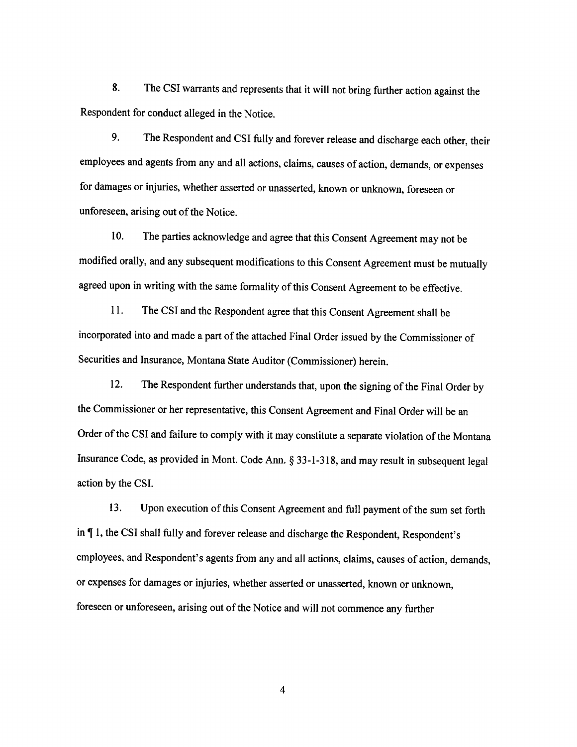8. The CSI warrants and represents that it will not bring further action against the Respondent for conduct alleged in the Notice.

9. The Respondent and CSI fully and forever release and discharge each other, their employees and agents from any and all actions, claims, causes of action, demands, or expenses for damages or injuries, whether asserted or unasserted, known or unknown, foreseen or unforeseen, arising out of the Notice.

10. The parties acknowledge and agree that this Consent Agreement may not be modified orally, and any subsequent modifications to this Consent Agreement must be mutually agreed upon in writing with the same formality of this Consent Agreement to be effective.

11. The CSI and the Respondent agree that this Consent Agreement shall be incorporated into and made a part of the attached Final Order issued by the Commissioner of Securities and Insurance, Montana State Auditor (Commissioner) herein.

12. The Respondent further understands that, upon the signing of the Final Order by the Commissioner or her representative, this Consent Agreement and Final Order will be an Order of the CSI and failure to comply with it may constitute a separate violation of the Montana Insurance Code, as provided in Mont. Code Ann. § 33-1-318, and may result in subsequent legal action by the CSI.

13. Upon execution of this Consent Agreement and full payment of the sum set forth in ¶ 1, the CSI shall fully and forever release and discharge the Respondent, Respondent's employees, and Respondent's agents from any and all actions, claims, causes of action, demands, or expenses for damages or injuries, whether asserted or unasserted, known or unknown, foreseen or unforeseen, arising out of the Notice and will not commence any further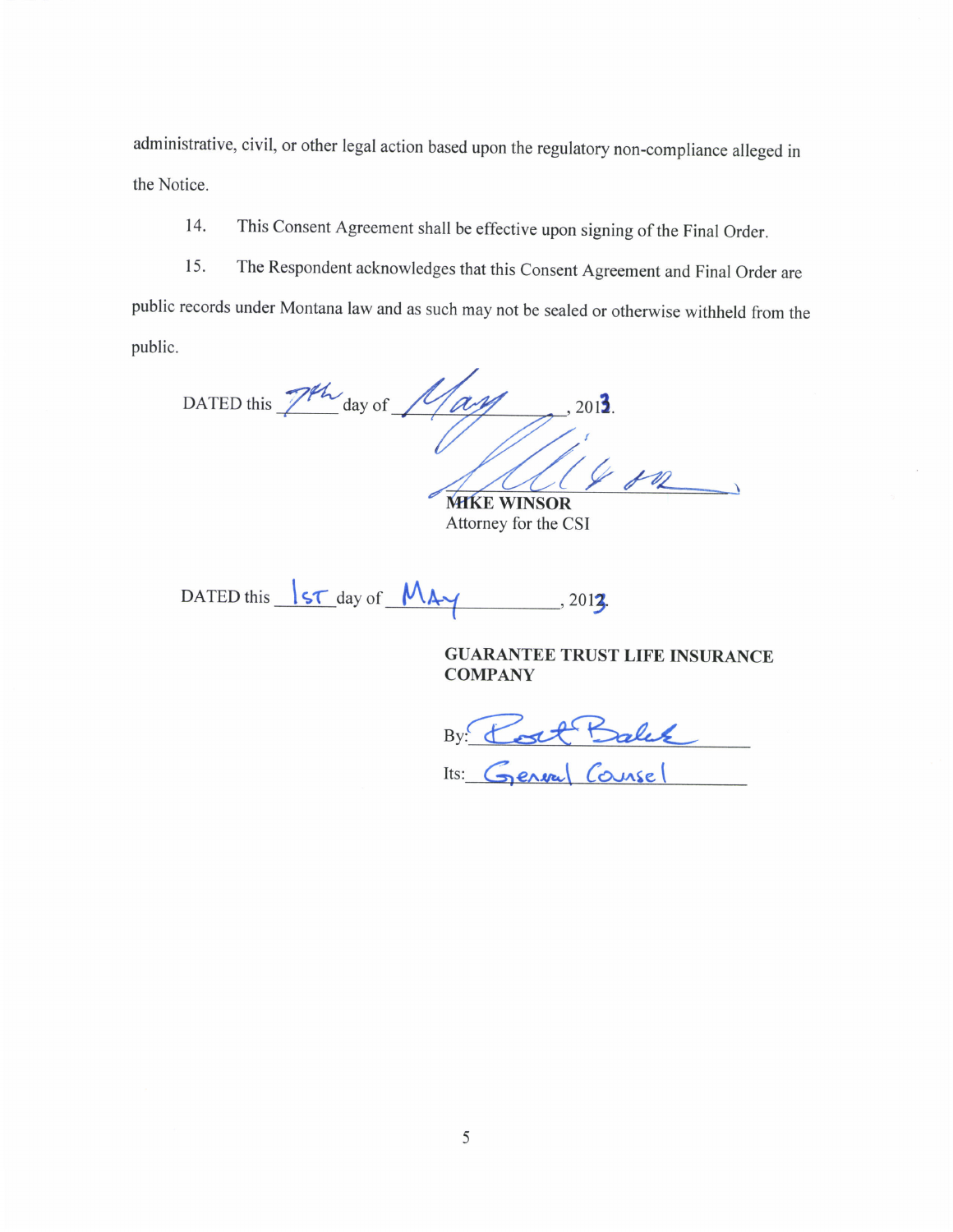administrative, civil, or other legal action based upon the regulatory non-compliance alleged in the Notice.

14. This Consent Agreement shall be effective upon signing of the Final Order.

15. The Respondent acknowledges that this Consent Agreement and Final Order are public records under Montana law and as such may not be sealed or otherwise withheld from the public.

DATED this 7th day of May, 2013.

**MIKE WINSOR**
Attorney for the CSI

DATED this 1st day of MAY, 2013.

**GUARANTEE TRUST LIFE INSURANCE COMPANY**

By: Scott Baluk

Its: General Counsel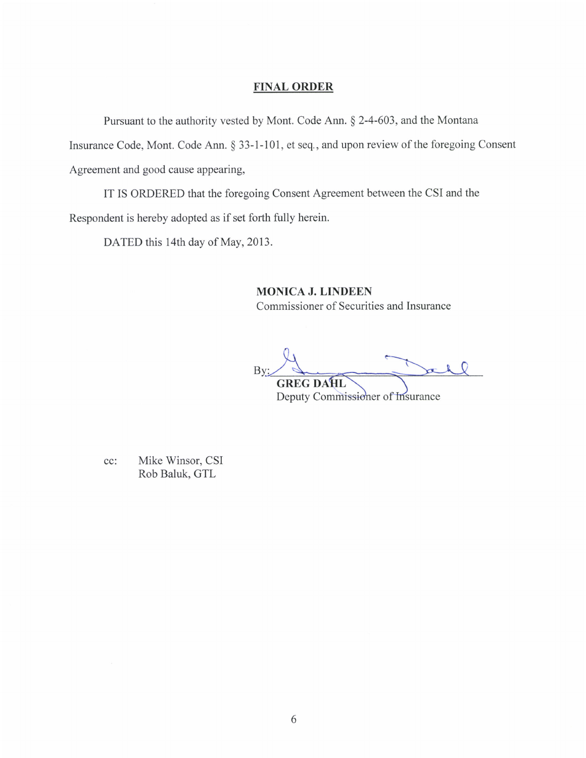## FINAL ORDER

Pursuant to the authority vested by Mont. Code Ann. § 2-4-603, and the Montana Insurance Code, Mont. Code Ann. § 33-1-101, et seq., and upon review of the foregoing Consent Agreement and good cause appearing,

IT IS ORDERED that the foregoing Consent Agreement between the CSI and the Respondent is hereby adopted as if set forth fully herein.

DATED this 14th day of May, 2013.

**MONICA J. LINDEEN**
Commissioner of Securities and Insurance

By: ______________________
**GREG DAHL**
Deputy Commissioner of Insurance

cc: Mike Winsor, CSI
Rob Baluk, GTL